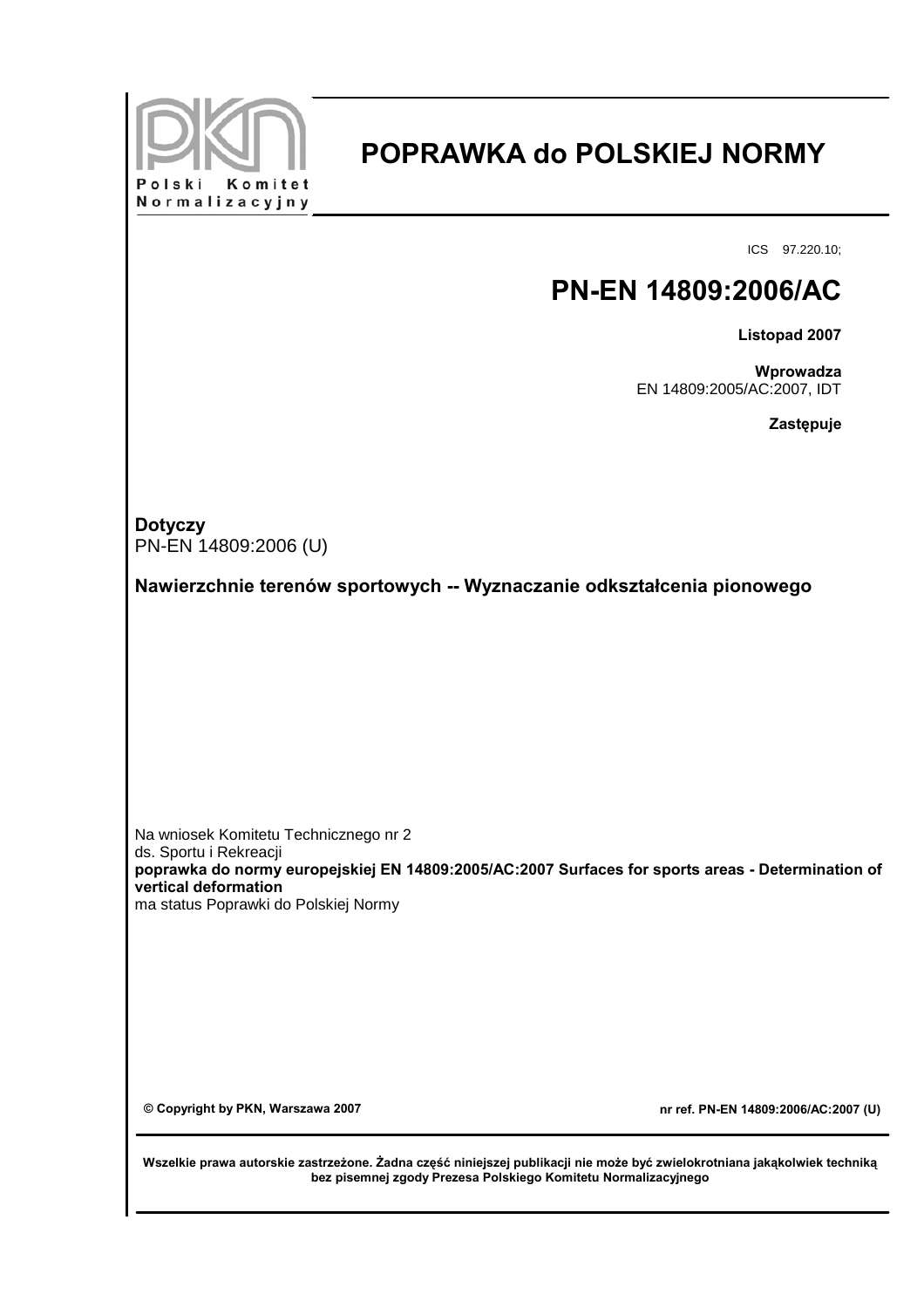Polski Komitet Normalizacyjny

# POPRAWKA do POLSKIEJ NORMY

ICS 97.220.10;

# PN-EN 14809:2006/AC

**Listopad 2007**

**Wprowadza**
EN 14809:2005/AC:2007, IDT

**Zastępuje**

**Dotyczy**
PN-EN 14809:2006 (U)

**Nawierzchnie terenów sportowych -- Wyznaczanie odkształcenia pionowego**

Na wniosek Komitetu Technicznego nr 2
ds. Sportu i Rekreacji
**poprawka do normy europejskiej EN 14809:2005/AC:2007 Surfaces for sports areas - Determination of vertical deformation**
ma status Poprawki do Polskiej Normy

**© Copyright by PKN, Warszawa 2007**

**nr ref. PN-EN 14809:2006/AC:2007 (U)**

**Wszelkie prawa autorskie zastrzeżone. Żadna część niniejszej publikacji nie może być zwielokrotniana jakąkolwiek techniką bez pisemnej zgody Prezesa Polskiego Komitetu Normalizacyjnego**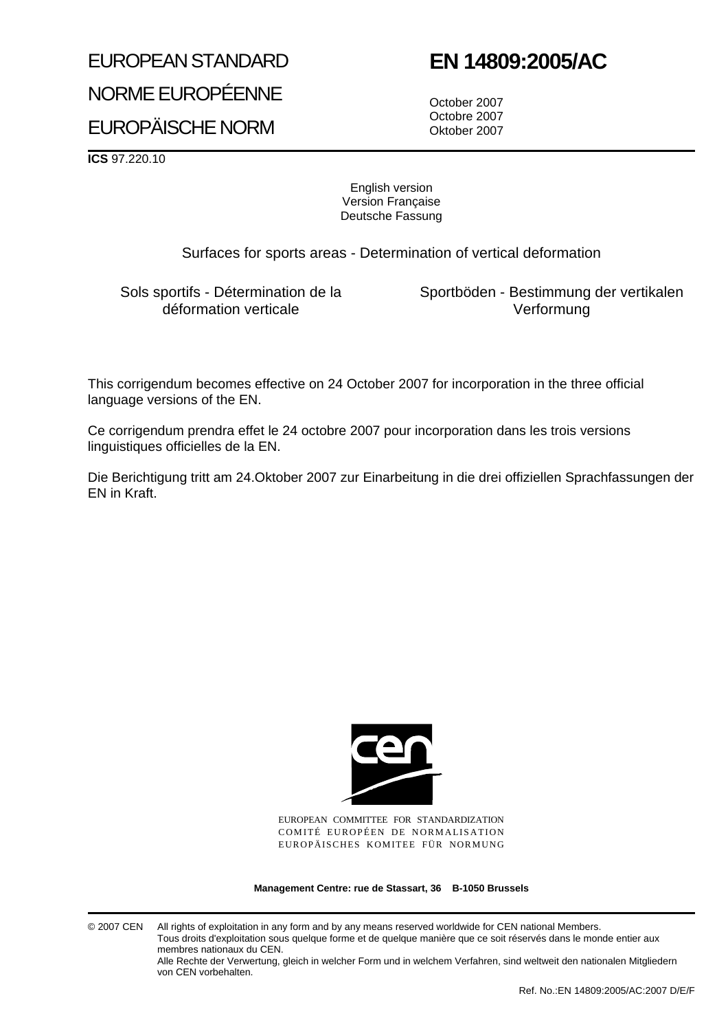EUROPEAN STANDARD

NORME EUROPÉENNE

EUROPÄISCHE NORM

# EN 14809:2005/AC

October 2007
Octobre 2007
Oktober 2007

**ICS** 97.220.10

English version
Version Française
Deutsche Fassung

Surfaces for sports areas - Determination of vertical deformation

Sols sportifs - Détermination de la déformation verticale

Sportböden - Bestimmung der vertikalen Verformung

This corrigendum becomes effective on 24 October 2007 for incorporation in the three official language versions of the EN.

Ce corrigendum prendra effet le 24 octobre 2007 pour incorporation dans les trois versions linguistiques officielles de la EN.

Die Berichtigung tritt am 24.Oktober 2007 zur Einarbeitung in die drei offiziellen Sprachfassungen der EN in Kraft.

EUROPEAN COMMITTEE FOR STANDARDIZATION
COMITÉ EUROPÉEN DE NORMALISATION
EUROPÄISCHES KOMITEE FÜR NORMUNG

**Management Centre: rue de Stassart, 36 B-1050 Brussels**

© 2007 CEN All rights of exploitation in any form and by any means reserved worldwide for CEN national Members.
Tous droits d'exploitation sous quelque forme et de quelque manière que ce soit réservés dans le monde entier aux membres nationaux du CEN.
Alle Rechte der Verwertung, gleich in welcher Form und in welchem Verfahren, sind weltweit den nationalen Mitgliedern von CEN vorbehalten.

Ref. No.:EN 14809:2005/AC:2007 D/E/F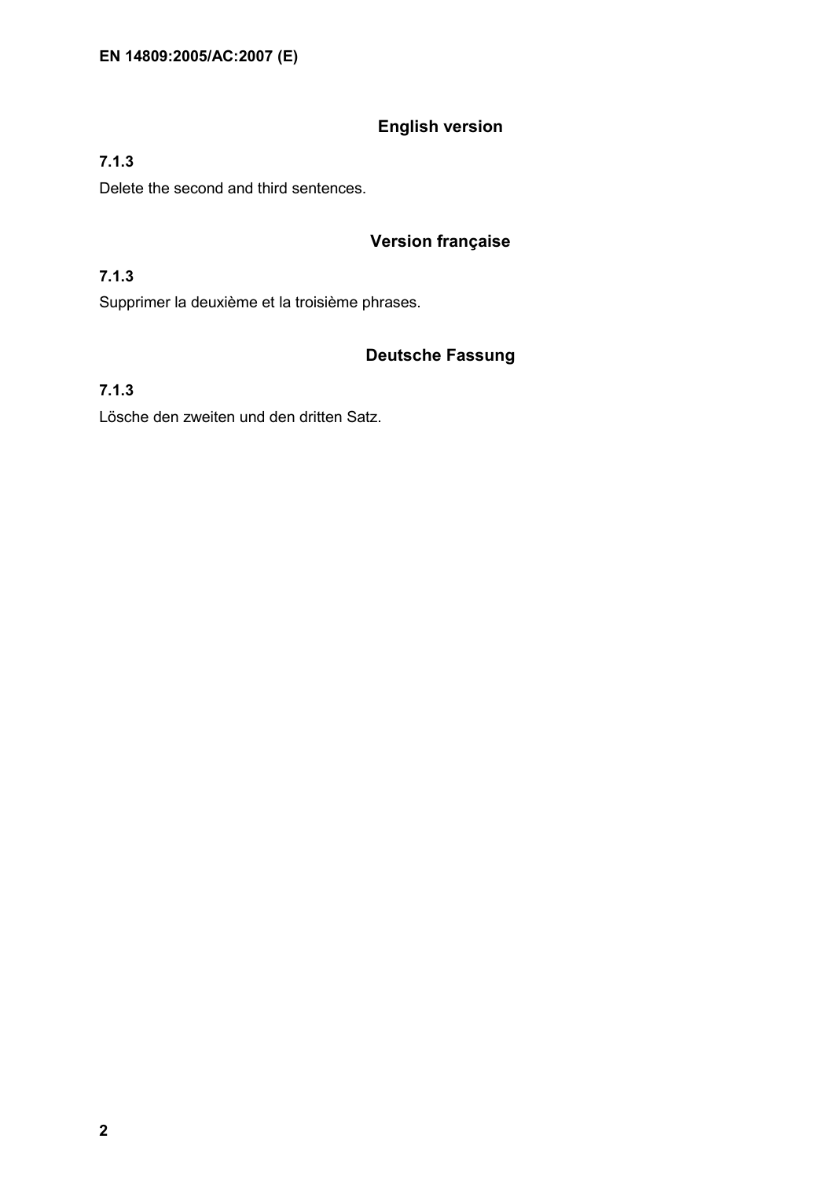## English version

**7.1.3**

Delete the second and third sentences.

## Version française

**7.1.3**

Supprimer la deuxième et la troisième phrases.

## Deutsche Fassung

**7.1.3**

Lösche den zweiten und den dritten Satz.